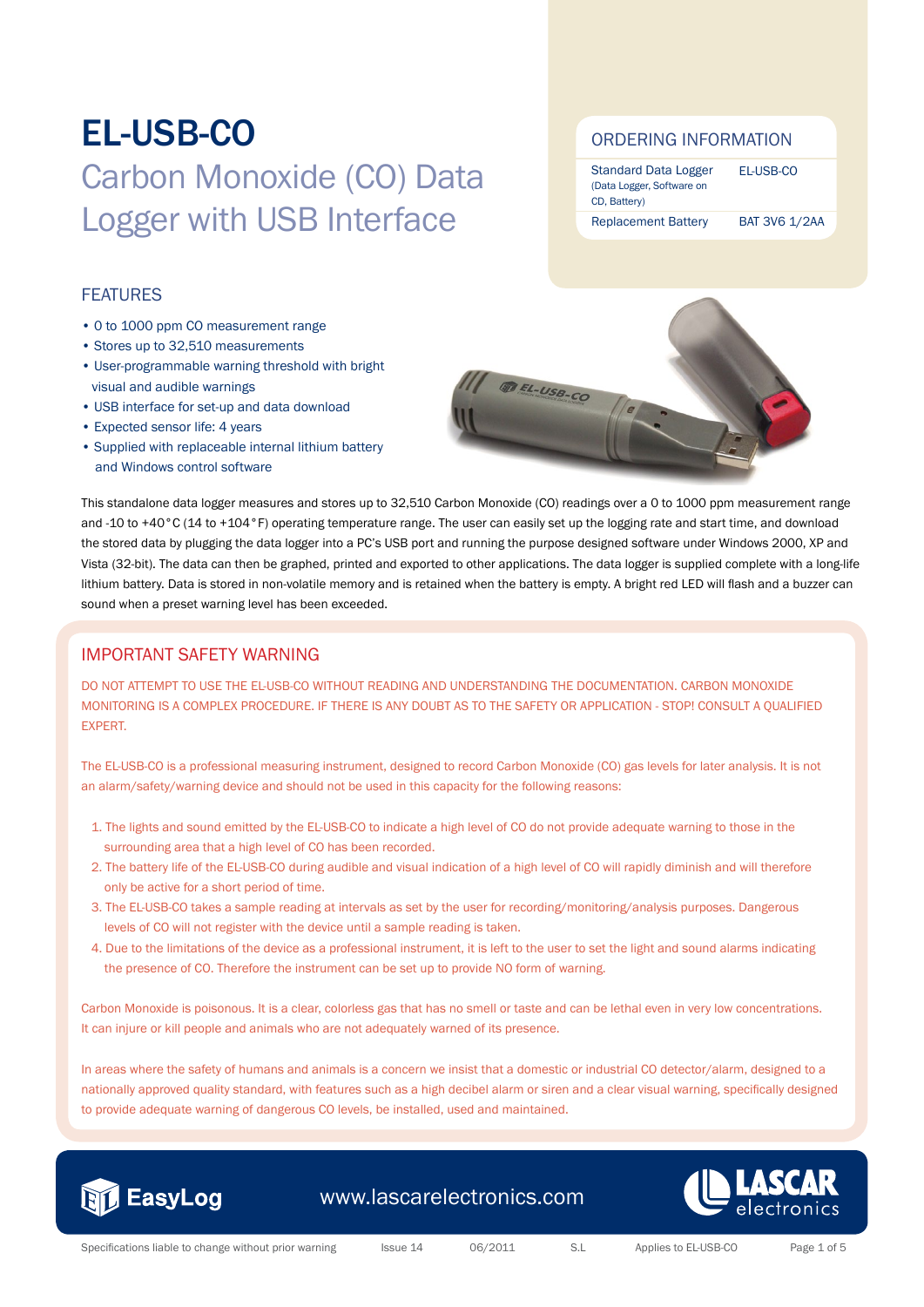# EL-USB-CO

## Carbon Monoxide (CO) Data Logger with USB Interface

### ORDERING INFORMATION

| | |
|---|---|
| Standard Data Logger (Data Logger, Software on CD, Battery) | EL-USB-CO |
| Replacement Battery | BAT 3V6 1/2AA |

### FEATURES

- 0 to 1000 ppm CO measurement range
- Stores up to 32,510 measurements
- User-programmable warning threshold with bright visual and audible warnings
- USB interface for set-up and data download
- Expected sensor life: 4 years
- Supplied with replaceable internal lithium battery and Windows control software

This standalone data logger measures and stores up to 32,510 Carbon Monoxide (CO) readings over a 0 to 1000 ppm measurement range and -10 to +40°C (14 to +104°F) operating temperature range. The user can easily set up the logging rate and start time, and download the stored data by plugging the data logger into a PC's USB port and running the purpose designed software under Windows 2000, XP and Vista (32-bit). The data can then be graphed, printed and exported to other applications. The data logger is supplied complete with a long-life lithium battery. Data is stored in non-volatile memory and is retained when the battery is empty. A bright red LED will flash and a buzzer can sound when a preset warning level has been exceeded.

### IMPORTANT SAFETY WARNING

DO NOT ATTEMPT TO USE THE EL-USB-CO WITHOUT READING AND UNDERSTANDING THE DOCUMENTATION. CARBON MONOXIDE MONITORING IS A COMPLEX PROCEDURE. IF THERE IS ANY DOUBT AS TO THE SAFETY OR APPLICATION - STOP! CONSULT A QUALIFIED EXPERT.

The EL-USB-CO is a professional measuring instrument, designed to record Carbon Monoxide (CO) gas levels for later analysis. It is not an alarm/safety/warning device and should not be used in this capacity for the following reasons:

1. The lights and sound emitted by the EL-USB-CO to indicate a high level of CO do not provide adequate warning to those in the surrounding area that a high level of CO has been recorded.
2. The battery life of the EL-USB-CO during audible and visual indication of a high level of CO will rapidly diminish and will therefore only be active for a short period of time.
3. The EL-USB-CO takes a sample reading at intervals as set by the user for recording/monitoring/analysis purposes. Dangerous levels of CO will not register with the device until a sample reading is taken.
4. Due to the limitations of the device as a professional instrument, it is left to the user to set the light and sound alarms indicating the presence of CO. Therefore the instrument can be set up to provide NO form of warning.

Carbon Monoxide is poisonous. It is a clear, colorless gas that has no smell or taste and can be lethal even in very low concentrations. It can injure or kill people and animals who are not adequately warned of its presence.

In areas where the safety of humans and animals is a concern we insist that a domestic or industrial CO detector/alarm, designed to a nationally approved quality standard, with features such as a high decibel alarm or siren and a clear visual warning, specifically designed to provide adequate warning of dangerous CO levels, be installed, used and maintained.

EasyLog www.lascarelectronics.com LASCAR electronics

Specifications liable to change without prior warning | Issue 14 | 06/2011 | S.L | Applies to EL-USB-CO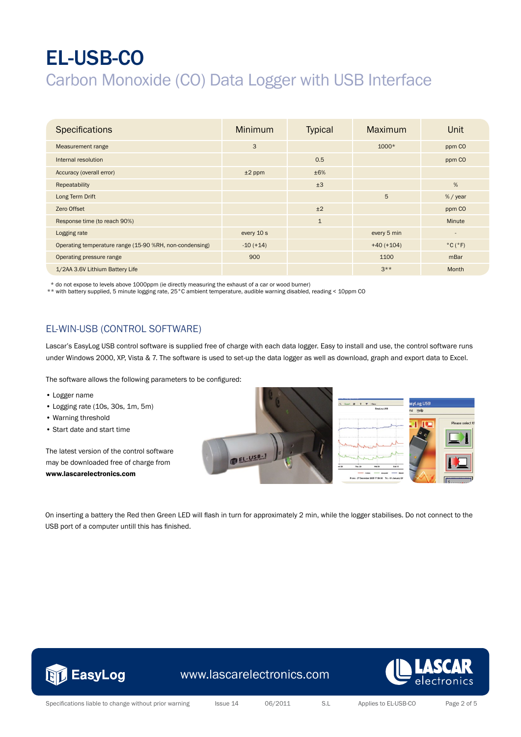# EL-USB-CO

## Carbon Monoxide (CO) Data Logger with USB Interface

| Specifications | Minimum | Typical | Maximum | Unit |
|---|---|---|---|---|
| Measurement range | 3 | | 1000* | ppm CO |
| Internal resolution | | 0.5 | | ppm CO |
| Accuracy (overall error) | ±2 ppm | ±6% | | |
| Repeatability | | ±3 | | % |
| Long Term Drift | | | 5 | % / year |
| Zero Offset | | ±2 | | ppm CO |
| Response time (to reach 90%) | | 1 | | Minute |
| Logging rate | every 10 s | | every 5 min | - |
| Operating temperature range (15-90 %RH, non-condensing) | -10 (+14) | | +40 (+104) | °C (°F) |
| Operating pressure range | 900 | | 1100 | mBar |
| 1/2AA 3.6V Lithium Battery Life | | | 3** | Month |

\* do not expose to levels above 1000ppm (ie directly measuring the exhaust of a car or wood burner)
\*\* with battery supplied, 5 minute logging rate, 25°C ambient temperature, audible warning disabled, reading < 10ppm CO

### EL-WIN-USB (CONTROL SOFTWARE)

Lascar's EasyLog USB control software is supplied free of charge with each data logger. Easy to install and use, the control software runs under Windows 2000, XP, Vista & 7. The software is used to set-up the data logger as well as download, graph and export data to Excel.

The software allows the following parameters to be configured:

- Logger name
- Logging rate (10s, 30s, 1m, 5m)
- Warning threshold
- Start date and start time

The latest version of the control software may be downloaded free of charge from **www.lascarelectronics.com**

On inserting a battery the Red then Green LED will flash in turn for approximately 2 min, while the logger stabilises. Do not connect to the USB port of a computer untill this has finished.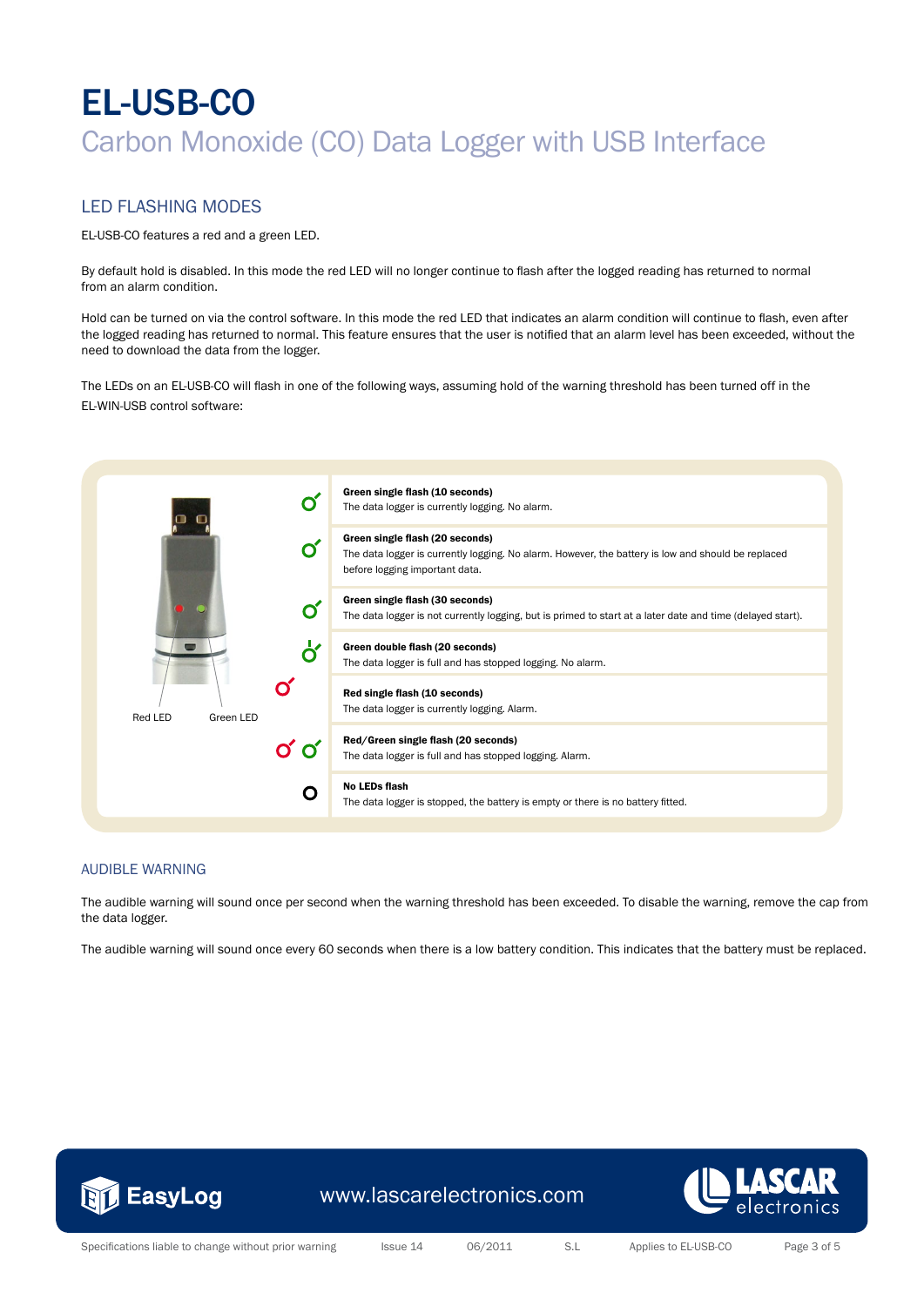# EL-USB-CO

## Carbon Monoxide (CO) Data Logger with USB Interface

### LED FLASHING MODES

EL-USB-CO features a red and a green LED.

By default hold is disabled. In this mode the red LED will no longer continue to flash after the logged reading has returned to normal from an alarm condition.

Hold can be turned on via the control software. In this mode the red LED that indicates an alarm condition will continue to flash, even after the logged reading has returned to normal. This feature ensures that the user is notified that an alarm level has been exceeded, without the need to download the data from the logger.

The LEDs on an EL-USB-CO will flash in one of the following ways, assuming hold of the warning threshold has been turned off in the EL-WIN-USB control software:

Red LED    Green LED

| Mode | Description |
|---|---|
| **Green single flash (10 seconds)** | The data logger is currently logging. No alarm. |
| **Green single flash (20 seconds)** | The data logger is currently logging. No alarm. However, the battery is low and should be replaced before logging important data. |
| **Green single flash (30 seconds)** | The data logger is not currently logging, but is primed to start at a later date and time (delayed start). |
| **Green double flash (20 seconds)** | The data logger is full and has stopped logging. No alarm. |
| **Red single flash (10 seconds)** | The data logger is currently logging. Alarm. |
| **Red/Green single flash (20 seconds)** | The data logger is full and has stopped logging. Alarm. |
| **No LEDs flash** | The data logger is stopped, the battery is empty or there is no battery fitted. |

### AUDIBLE WARNING

The audible warning will sound once per second when the warning threshold has been exceeded. To disable the warning, remove the cap from the data logger.

The audible warning will sound once every 60 seconds when there is a low battery condition. This indicates that the battery must be replaced.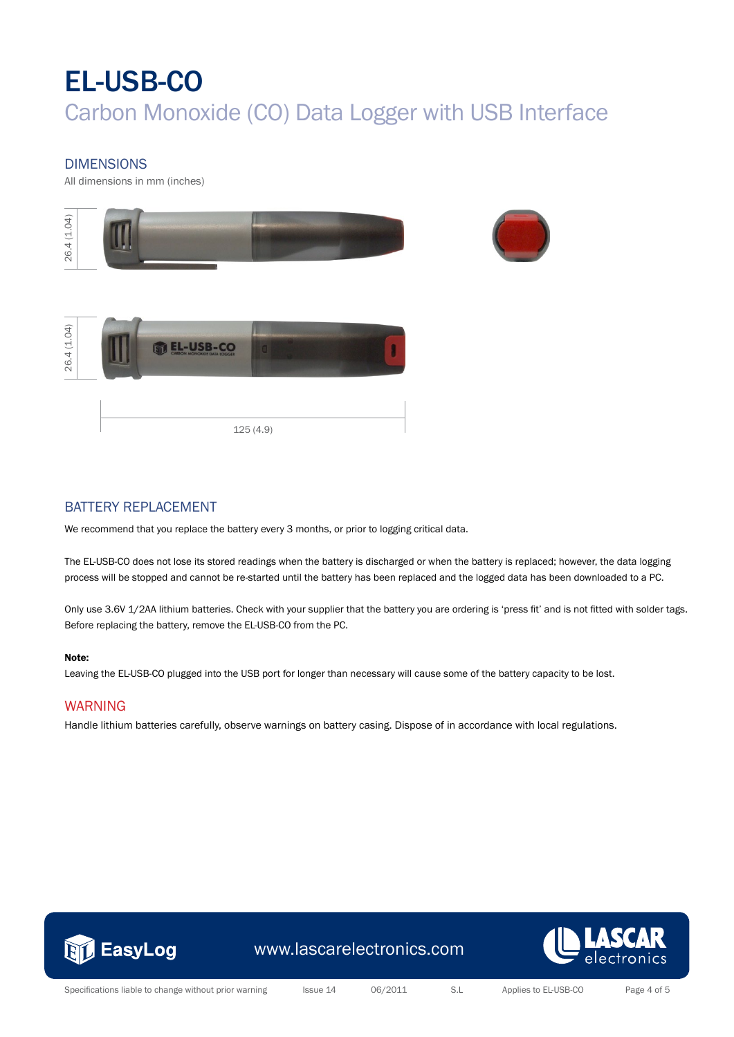# EL-USB-CO

## Carbon Monoxide (CO) Data Logger with USB Interface

### DIMENSIONS

All dimensions in mm (inches)

26.4 (1.04)

26.4 (1.04)

125 (4.9)

### BATTERY REPLACEMENT

We recommend that you replace the battery every 3 months, or prior to logging critical data.

The EL-USB-CO does not lose its stored readings when the battery is discharged or when the battery is replaced; however, the data logging process will be stopped and cannot be re-started until the battery has been replaced and the logged data has been downloaded to a PC.

Only use 3.6V 1/2AA lithium batteries. Check with your supplier that the battery you are ordering is 'press fit' and is not fitted with solder tags. Before replacing the battery, remove the EL-USB-CO from the PC.

**Note:**

Leaving the EL-USB-CO plugged into the USB port for longer than necessary will cause some of the battery capacity to be lost.

### WARNING

Handle lithium batteries carefully, observe warnings on battery casing. Dispose of in accordance with local regulations.

EasyLog www.lascarelectronics.com LASCAR electronics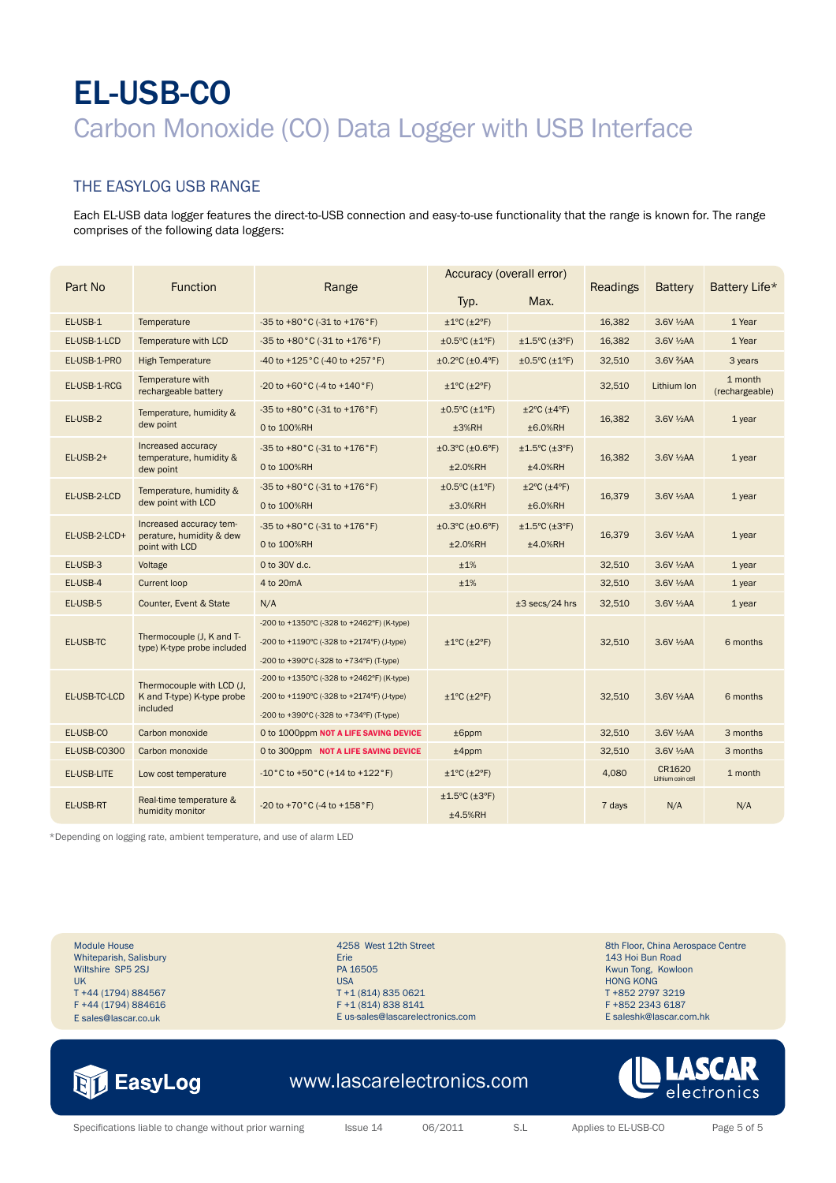# EL-USB-CO

## Carbon Monoxide (CO) Data Logger with USB Interface

### THE EASYLOG USB RANGE

Each EL-USB data logger features the direct-to-USB connection and easy-to-use functionality that the range is known for. The range comprises of the following data loggers:

| Part No | Function | Range | Accuracy (overall error) | | Readings | Battery | Battery Life* |
|---|---|---|---|---|---|---|---|
| | | | Typ. | Max. | | | |
| EL-USB-1 | Temperature | -35 to +80°C (-31 to +176°F) | ±1°C (±2°F) | | 16,382 | 3.6V ½AA | 1 Year |
| EL-USB-1-LCD | Temperature with LCD | -35 to +80°C (-31 to +176°F) | ±0.5°C (±1°F) | ±1.5°C (±3°F) | 16,382 | 3.6V ½AA | 1 Year |
| EL-USB-1-PRO | High Temperature | -40 to +125°C (-40 to +257°F) | ±0.2°C (±0.4°F) | ±0.5°C (±1°F) | 32,510 | 3.6V ⅔AA | 3 years |
| EL-USB-1-RCG | Temperature with rechargeable battery | -20 to +60°C (-4 to +140°F) | ±1°C (±2°F) | | 32,510 | Lithium Ion | 1 month (rechargeable) |
| EL-USB-2 | Temperature, humidity & dew point | -35 to +80°C (-31 to +176°F)<br>0 to 100%RH | ±0.5°C (±1°F)<br>±3%RH | ±2°C (±4°F)<br>±6.0%RH | 16,382 | 3.6V ½AA | 1 year |
| EL-USB-2+ | Increased accuracy temperature, humidity & dew point | -35 to +80°C (-31 to +176°F)<br>0 to 100%RH | ±0.3°C (±0.6°F)<br>±2.0%RH | ±1.5°C (±3°F)<br>±4.0%RH | 16,382 | 3.6V ½AA | 1 year |
| EL-USB-2-LCD | Temperature, humidity & dew point with LCD | -35 to +80°C (-31 to +176°F)<br>0 to 100%RH | ±0.5°C (±1°F)<br>±3.0%RH | ±2°C (±4°F)<br>±6.0%RH | 16,379 | 3.6V ½AA | 1 year |
| EL-USB-2-LCD+ | Increased accuracy temperature, humidity & dew point with LCD | -35 to +80°C (-31 to +176°F)<br>0 to 100%RH | ±0.3°C (±0.6°F)<br>±2.0%RH | ±1.5°C (±3°F)<br>±4.0%RH | 16,379 | 3.6V ½AA | 1 year |
| EL-USB-3 | Voltage | 0 to 30V d.c. | ±1% | | 32,510 | 3.6V ½AA | 1 year |
| EL-USB-4 | Current loop | 4 to 20mA | ±1% | | 32,510 | 3.6V ½AA | 1 year |
| EL-USB-5 | Counter, Event & State | N/A | | ±3 secs/24 hrs | 32,510 | 3.6V ½AA | 1 year |
| EL-USB-TC | Thermocouple (J, K and T-type) K-type probe included | -200 to +1350°C (-328 to +2462°F) (K-type)<br>-200 to +1190°C (-328 to +2174°F) (J-type)<br>-200 to +390°C (-328 to +734°F) (T-type) | ±1°C (±2°F) | | 32,510 | 3.6V ½AA | 6 months |
| EL-USB-TC-LCD | Thermocouple with LCD (J, K and T-type) K-type probe included | -200 to +1350°C (-328 to +2462°F) (K-type)<br>-200 to +1190°C (-328 to +2174°F) (J-type)<br>-200 to +390°C (-328 to +734°F) (T-type) | ±1°C (±2°F) | | 32,510 | 3.6V ½AA | 6 months |
| EL-USB-CO | Carbon monoxide | 0 to 1000ppm **NOT A LIFE SAVING DEVICE** | ±6ppm | | 32,510 | 3.6V ½AA | 3 months |
| EL-USB-CO300 | Carbon monoxide | 0 to 300ppm **NOT A LIFE SAVING DEVICE** | ±4ppm | | 32,510 | 3.6V ½AA | 3 months |
| EL-USB-LITE | Low cost temperature | -10°C to +50°C (+14 to +122°F) | ±1°C (±2°F) | | 4,080 | CR1620 Lithium coin cell | 1 month |
| EL-USB-RT | Real-time temperature & humidity monitor | -20 to +70°C (-4 to +158°F) | ±1.5°C (±3°F)<br>±4.5%RH | | 7 days | N/A | N/A |

*Depending on logging rate, ambient temperature, and use of alarm LED

Module House
Whiteparish, Salisbury
Wiltshire SP5 2SJ
UK
T +44 (1794) 884567
F +44 (1794) 884616
E sales@lascar.co.uk

4258 West 12th Street
Erie
PA 16505
USA
T +1 (814) 835 0621
F +1 (814) 838 8141
E us-sales@lascarelectronics.com

8th Floor, China Aerospace Centre
143 Hoi Bun Road
Kwun Tong, Kowloon
HONG KONG
T +852 2797 3219
F +852 2343 6187
E saleshk@lascar.com.hk

EasyLog

www.lascarelectronics.com

LASCAR electronics

Specifications liable to change without prior warning | Issue 14 | 06/2011 | S.L | Applies to EL-USB-CO